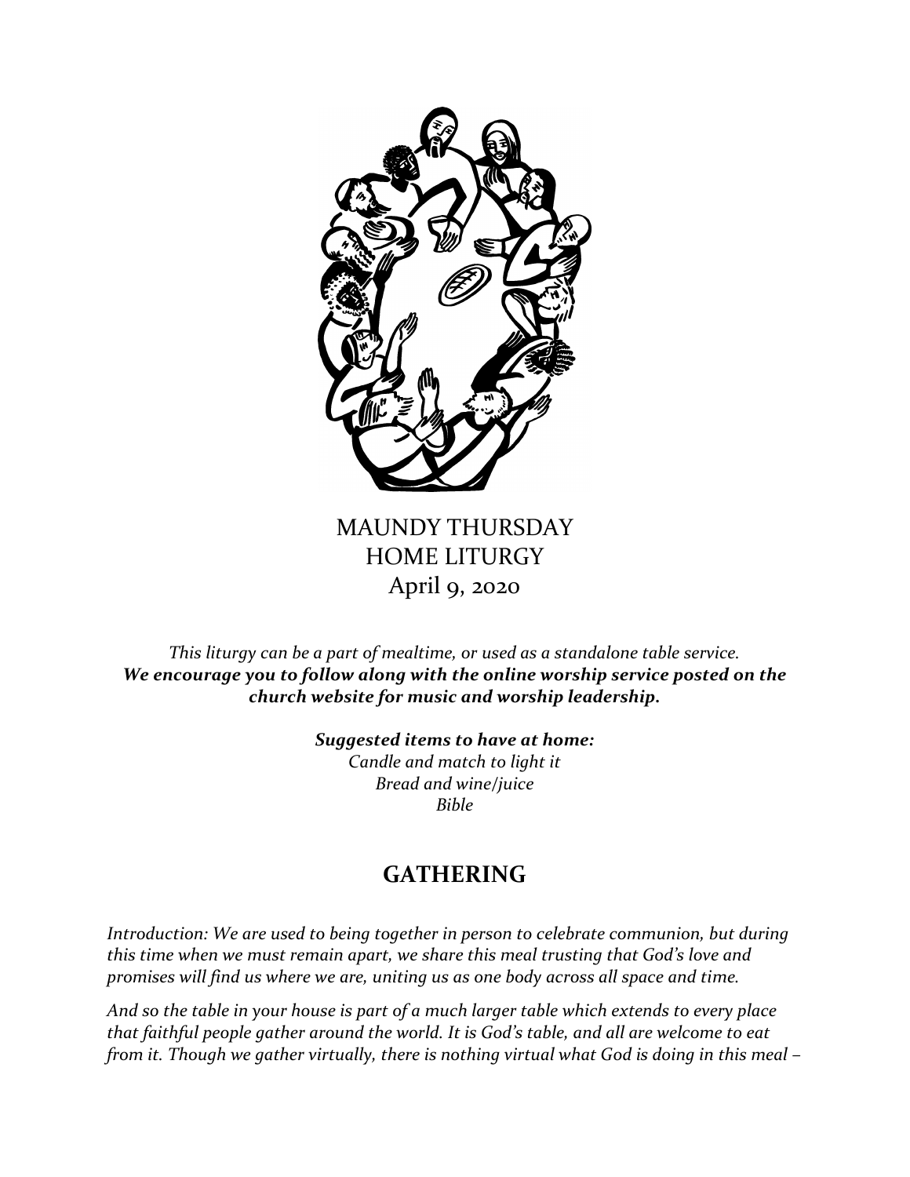# MAUNDY THURSDAY
# HOME LITURGY
April 9, 2020

*This liturgy can be a part of mealtime, or used as a standalone table service.*
***We encourage you to follow along with the online worship service posted on the church website for music and worship leadership.***

***Suggested items to have at home:***
*Candle and match to light it*
*Bread and wine/juice*
*Bible*

## GATHERING

*Introduction: We are used to being together in person to celebrate communion, but during this time when we must remain apart, we share this meal trusting that God's love and promises will find us where we are, uniting us as one body across all space and time.*

*And so the table in your house is part of a much larger table which extends to every place that faithful people gather around the world. It is God's table, and all are welcome to eat from it. Though we gather virtually, there is nothing virtual what God is doing in this meal –*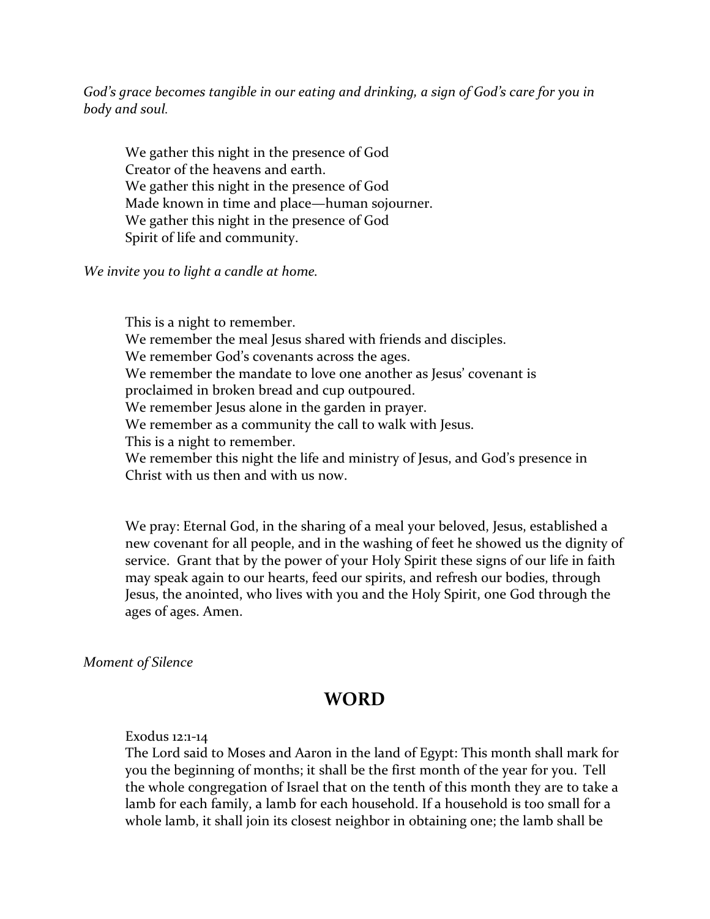*God's grace becomes tangible in our eating and drinking, a sign of God's care for you in body and soul.*

We gather this night in the presence of God
Creator of the heavens and earth.
We gather this night in the presence of God
Made known in time and place—human sojourner.
We gather this night in the presence of God
Spirit of life and community.

*We invite you to light a candle at home.*

This is a night to remember.
We remember the meal Jesus shared with friends and disciples.
We remember God's covenants across the ages.
We remember the mandate to love one another as Jesus' covenant is proclaimed in broken bread and cup outpoured.
We remember Jesus alone in the garden in prayer.
We remember as a community the call to walk with Jesus.
This is a night to remember.
We remember this night the life and ministry of Jesus, and God's presence in Christ with us then and with us now.

We pray: Eternal God, in the sharing of a meal your beloved, Jesus, established a new covenant for all people, and in the washing of feet he showed us the dignity of service. Grant that by the power of your Holy Spirit these signs of our life in faith may speak again to our hearts, feed our spirits, and refresh our bodies, through Jesus, the anointed, who lives with you and the Holy Spirit, one God through the ages of ages. Amen.

*Moment of Silence*

## WORD

Exodus 12:1-14
The Lord said to Moses and Aaron in the land of Egypt: This month shall mark for you the beginning of months; it shall be the first month of the year for you. Tell the whole congregation of Israel that on the tenth of this month they are to take a lamb for each family, a lamb for each household. If a household is too small for a whole lamb, it shall join its closest neighbor in obtaining one; the lamb shall be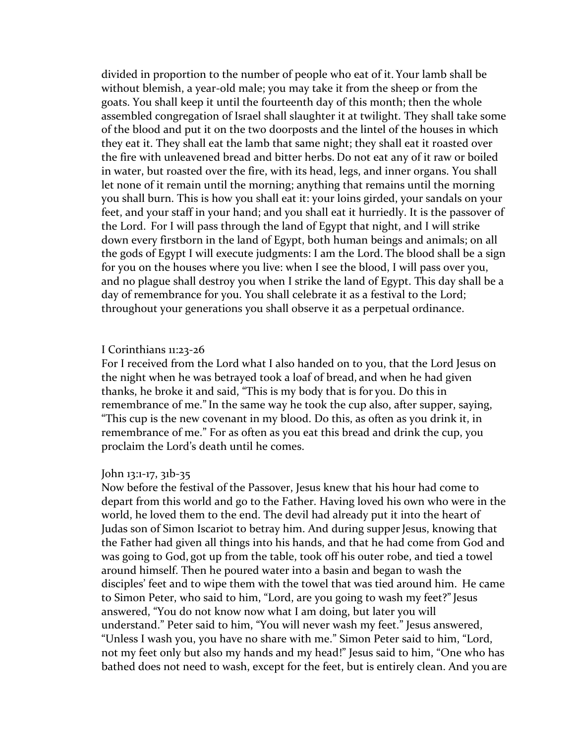divided in proportion to the number of people who eat of it. Your lamb shall be without blemish, a year-old male; you may take it from the sheep or from the goats. You shall keep it until the fourteenth day of this month; then the whole assembled congregation of Israel shall slaughter it at twilight. They shall take some of the blood and put it on the two doorposts and the lintel of the houses in which they eat it. They shall eat the lamb that same night; they shall eat it roasted over the fire with unleavened bread and bitter herbs. Do not eat any of it raw or boiled in water, but roasted over the fire, with its head, legs, and inner organs. You shall let none of it remain until the morning; anything that remains until the morning you shall burn. This is how you shall eat it: your loins girded, your sandals on your feet, and your staff in your hand; and you shall eat it hurriedly. It is the passover of the Lord. For I will pass through the land of Egypt that night, and I will strike down every firstborn in the land of Egypt, both human beings and animals; on all the gods of Egypt I will execute judgments: I am the Lord. The blood shall be a sign for you on the houses where you live: when I see the blood, I will pass over you, and no plague shall destroy you when I strike the land of Egypt. This day shall be a day of remembrance for you. You shall celebrate it as a festival to the Lord; throughout your generations you shall observe it as a perpetual ordinance.

I Corinthians 11:23-26

For I received from the Lord what I also handed on to you, that the Lord Jesus on the night when he was betrayed took a loaf of bread, and when he had given thanks, he broke it and said, "This is my body that is for you. Do this in remembrance of me." In the same way he took the cup also, after supper, saying, "This cup is the new covenant in my blood. Do this, as often as you drink it, in remembrance of me." For as often as you eat this bread and drink the cup, you proclaim the Lord's death until he comes.

John 13:1-17, 31b-35

Now before the festival of the Passover, Jesus knew that his hour had come to depart from this world and go to the Father. Having loved his own who were in the world, he loved them to the end. The devil had already put it into the heart of Judas son of Simon Iscariot to betray him. And during supper Jesus, knowing that the Father had given all things into his hands, and that he had come from God and was going to God, got up from the table, took off his outer robe, and tied a towel around himself. Then he poured water into a basin and began to wash the disciples' feet and to wipe them with the towel that was tied around him. He came to Simon Peter, who said to him, "Lord, are you going to wash my feet?" Jesus answered, "You do not know now what I am doing, but later you will understand." Peter said to him, "You will never wash my feet." Jesus answered, "Unless I wash you, you have no share with me." Simon Peter said to him, "Lord, not my feet only but also my hands and my head!" Jesus said to him, "One who has bathed does not need to wash, except for the feet, but is entirely clean. And you are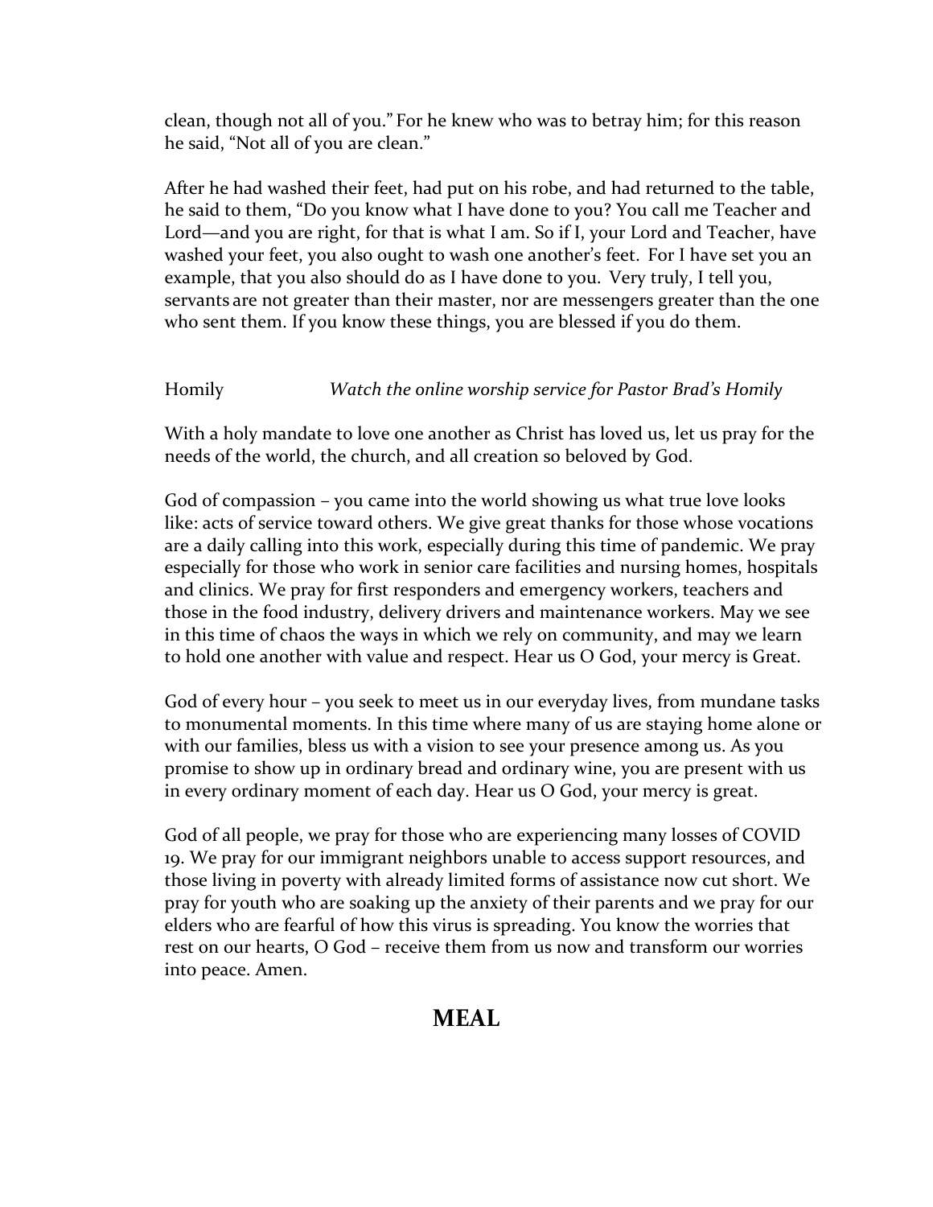clean, though not all of you." For he knew who was to betray him; for this reason he said, "Not all of you are clean."

After he had washed their feet, had put on his robe, and had returned to the table, he said to them, "Do you know what I have done to you? You call me Teacher and Lord—and you are right, for that is what I am. So if I, your Lord and Teacher, have washed your feet, you also ought to wash one another's feet. For I have set you an example, that you also should do as I have done to you. Very truly, I tell you, servants are not greater than their master, nor are messengers greater than the one who sent them. If you know these things, you are blessed if you do them.

Homily *Watch the online worship service for Pastor Brad's Homily*

With a holy mandate to love one another as Christ has loved us, let us pray for the needs of the world, the church, and all creation so beloved by God.

God of compassion – you came into the world showing us what true love looks like: acts of service toward others. We give great thanks for those whose vocations are a daily calling into this work, especially during this time of pandemic. We pray especially for those who work in senior care facilities and nursing homes, hospitals and clinics. We pray for first responders and emergency workers, teachers and those in the food industry, delivery drivers and maintenance workers. May we see in this time of chaos the ways in which we rely on community, and may we learn to hold one another with value and respect. Hear us O God, your mercy is Great.

God of every hour – you seek to meet us in our everyday lives, from mundane tasks to monumental moments. In this time where many of us are staying home alone or with our families, bless us with a vision to see your presence among us. As you promise to show up in ordinary bread and ordinary wine, you are present with us in every ordinary moment of each day. Hear us O God, your mercy is great.

God of all people, we pray for those who are experiencing many losses of COVID 19. We pray for our immigrant neighbors unable to access support resources, and those living in poverty with already limited forms of assistance now cut short. We pray for youth who are soaking up the anxiety of their parents and we pray for our elders who are fearful of how this virus is spreading. You know the worries that rest on our hearts, O God – receive them from us now and transform our worries into peace. Amen.

## MEAL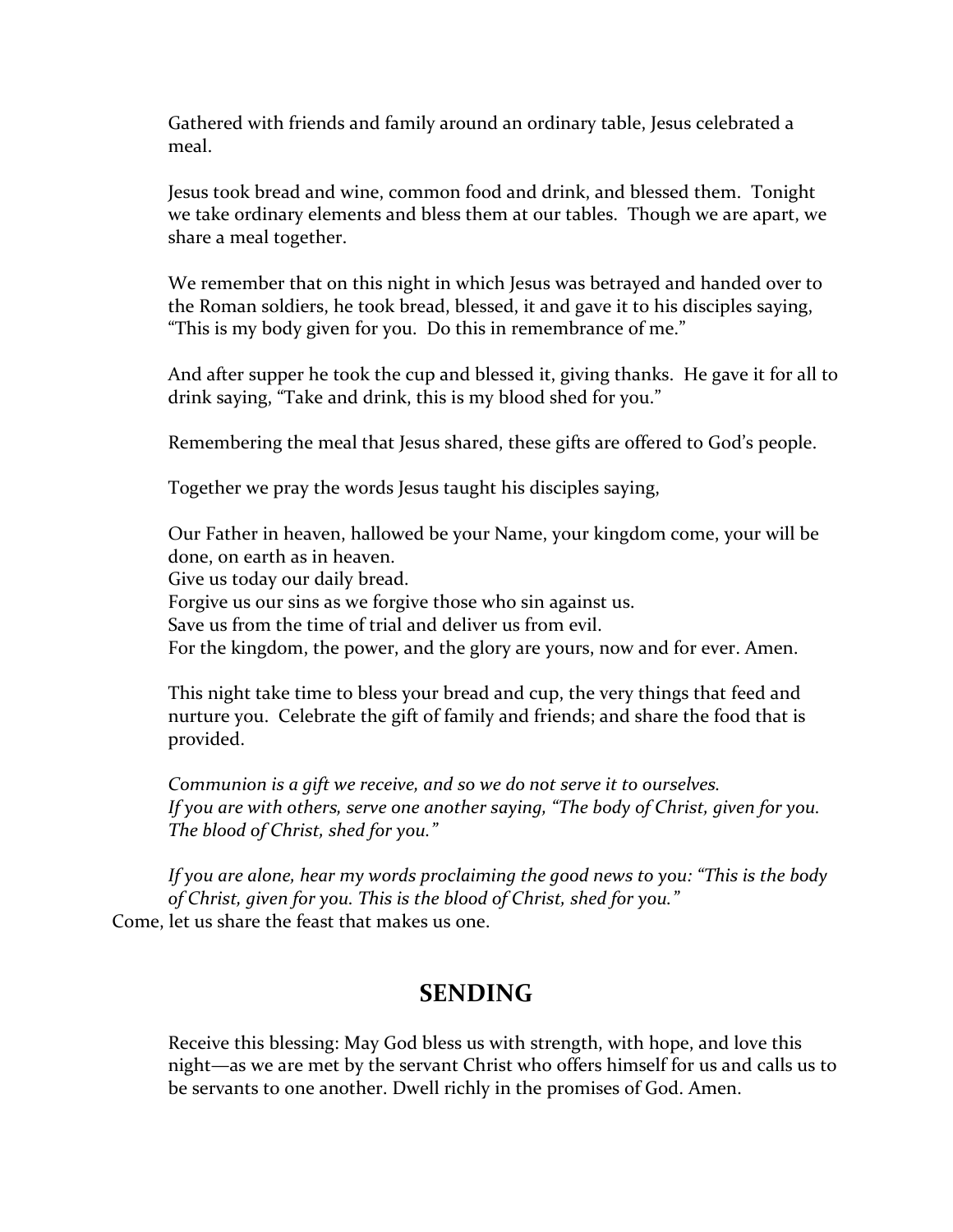Gathered with friends and family around an ordinary table, Jesus celebrated a meal.

Jesus took bread and wine, common food and drink, and blessed them. Tonight we take ordinary elements and bless them at our tables. Though we are apart, we share a meal together.

We remember that on this night in which Jesus was betrayed and handed over to the Roman soldiers, he took bread, blessed, it and gave it to his disciples saying, "This is my body given for you. Do this in remembrance of me."

And after supper he took the cup and blessed it, giving thanks. He gave it for all to drink saying, "Take and drink, this is my blood shed for you."

Remembering the meal that Jesus shared, these gifts are offered to God's people.

Together we pray the words Jesus taught his disciples saying,

Our Father in heaven, hallowed be your Name, your kingdom come, your will be done, on earth as in heaven.  
Give us today our daily bread.  
Forgive us our sins as we forgive those who sin against us.  
Save us from the time of trial and deliver us from evil.  
For the kingdom, the power, and the glory are yours, now and for ever. Amen.

This night take time to bless your bread and cup, the very things that feed and nurture you. Celebrate the gift of family and friends; and share the food that is provided.

*Communion is a gift we receive, and so we do not serve it to ourselves.*  
*If you are with others, serve one another saying, "The body of Christ, given for you. The blood of Christ, shed for you."*

*If you are alone, hear my words proclaiming the good news to you: "This is the body of Christ, given for you. This is the blood of Christ, shed for you."*  
Come, let us share the feast that makes us one.

## SENDING

Receive this blessing: May God bless us with strength, with hope, and love this night—as we are met by the servant Christ who offers himself for us and calls us to be servants to one another. Dwell richly in the promises of God. Amen.